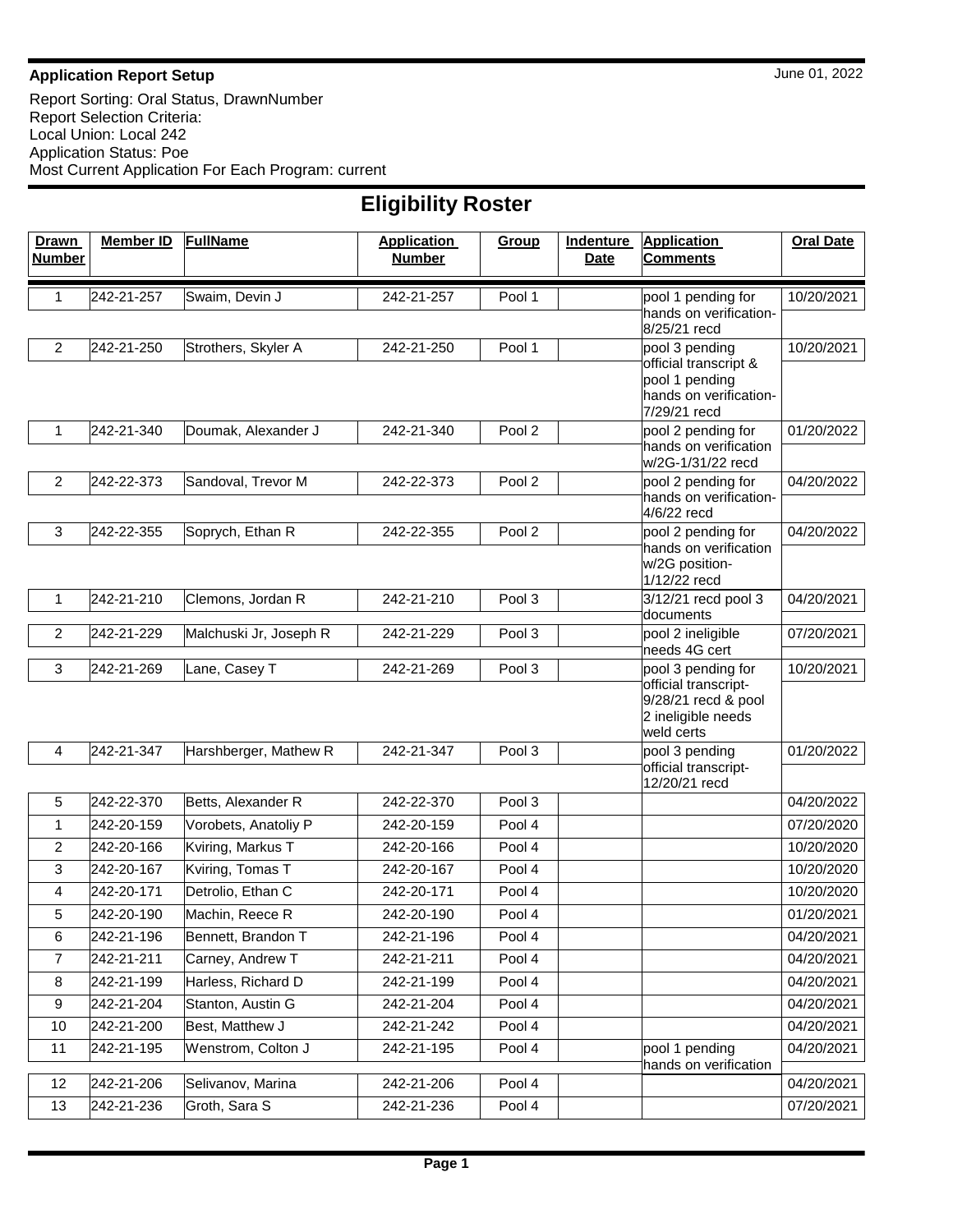**Application Report Setup**

June 01, 2022

Report Sorting: Oral Status, DrawnNumber
Report Selection Criteria:
Local Union: Local 242
Application Status: Poe
Most Current Application For Each Program: current

# Eligibility Roster

| Drawn Number | Member ID | FullName | Application Number | Group | Indenture Date | Application Comments | Oral Date |
|---|---|---|---|---|---|---|---|
| 1 | 242-21-257 | Swaim, Devin J | 242-21-257 | Pool 1 | | pool 1 pending for hands on verification-8/25/21 recd | 10/20/2021 |
| 2 | 242-21-250 | Strothers, Skyler A | 242-21-250 | Pool 1 | | pool 3 pending official transcript & pool 1 pending hands on verification-7/29/21 recd | 10/20/2021 |
| 1 | 242-21-340 | Doumak, Alexander J | 242-21-340 | Pool 2 | | pool 2 pending for hands on verification w/2G-1/31/22 recd | 01/20/2022 |
| 2 | 242-22-373 | Sandoval, Trevor M | 242-22-373 | Pool 2 | | pool 2 pending for hands on verification-4/6/22 recd | 04/20/2022 |
| 3 | 242-22-355 | Soprych, Ethan R | 242-22-355 | Pool 2 | | pool 2 pending for hands on verification w/2G position-1/12/22 recd | 04/20/2022 |
| 1 | 242-21-210 | Clemons, Jordan R | 242-21-210 | Pool 3 | | 3/12/21 recd pool 3 documents | 04/20/2021 |
| 2 | 242-21-229 | Malchuski Jr, Joseph R | 242-21-229 | Pool 3 | | pool 2 ineligible needs 4G cert | 07/20/2021 |
| 3 | 242-21-269 | Lane, Casey T | 242-21-269 | Pool 3 | | pool 3 pending for official transcript-9/28/21 recd & pool 2 ineligible needs weld certs | 10/20/2021 |
| 4 | 242-21-347 | Harshberger, Mathew R | 242-21-347 | Pool 3 | | pool 3 pending official transcript-12/20/21 recd | 01/20/2022 |
| 5 | 242-22-370 | Betts, Alexander R | 242-22-370 | Pool 3 | | | 04/20/2022 |
| 1 | 242-20-159 | Vorobets, Anatoliy P | 242-20-159 | Pool 4 | | | 07/20/2020 |
| 2 | 242-20-166 | Kviring, Markus T | 242-20-166 | Pool 4 | | | 10/20/2020 |
| 3 | 242-20-167 | Kviring, Tomas T | 242-20-167 | Pool 4 | | | 10/20/2020 |
| 4 | 242-20-171 | Detrolio, Ethan C | 242-20-171 | Pool 4 | | | 10/20/2020 |
| 5 | 242-20-190 | Machin, Reece R | 242-20-190 | Pool 4 | | | 01/20/2021 |
| 6 | 242-21-196 | Bennett, Brandon T | 242-21-196 | Pool 4 | | | 04/20/2021 |
| 7 | 242-21-211 | Carney, Andrew T | 242-21-211 | Pool 4 | | | 04/20/2021 |
| 8 | 242-21-199 | Harless, Richard D | 242-21-199 | Pool 4 | | | 04/20/2021 |
| 9 | 242-21-204 | Stanton, Austin G | 242-21-204 | Pool 4 | | | 04/20/2021 |
| 10 | 242-21-200 | Best, Matthew J | 242-21-242 | Pool 4 | | | 04/20/2021 |
| 11 | 242-21-195 | Wenstrom, Colton J | 242-21-195 | Pool 4 | | pool 1 pending hands on verification | 04/20/2021 |
| 12 | 242-21-206 | Selivanov, Marina | 242-21-206 | Pool 4 | | | 04/20/2021 |
| 13 | 242-21-236 | Groth, Sara S | 242-21-236 | Pool 4 | | | 07/20/2021 |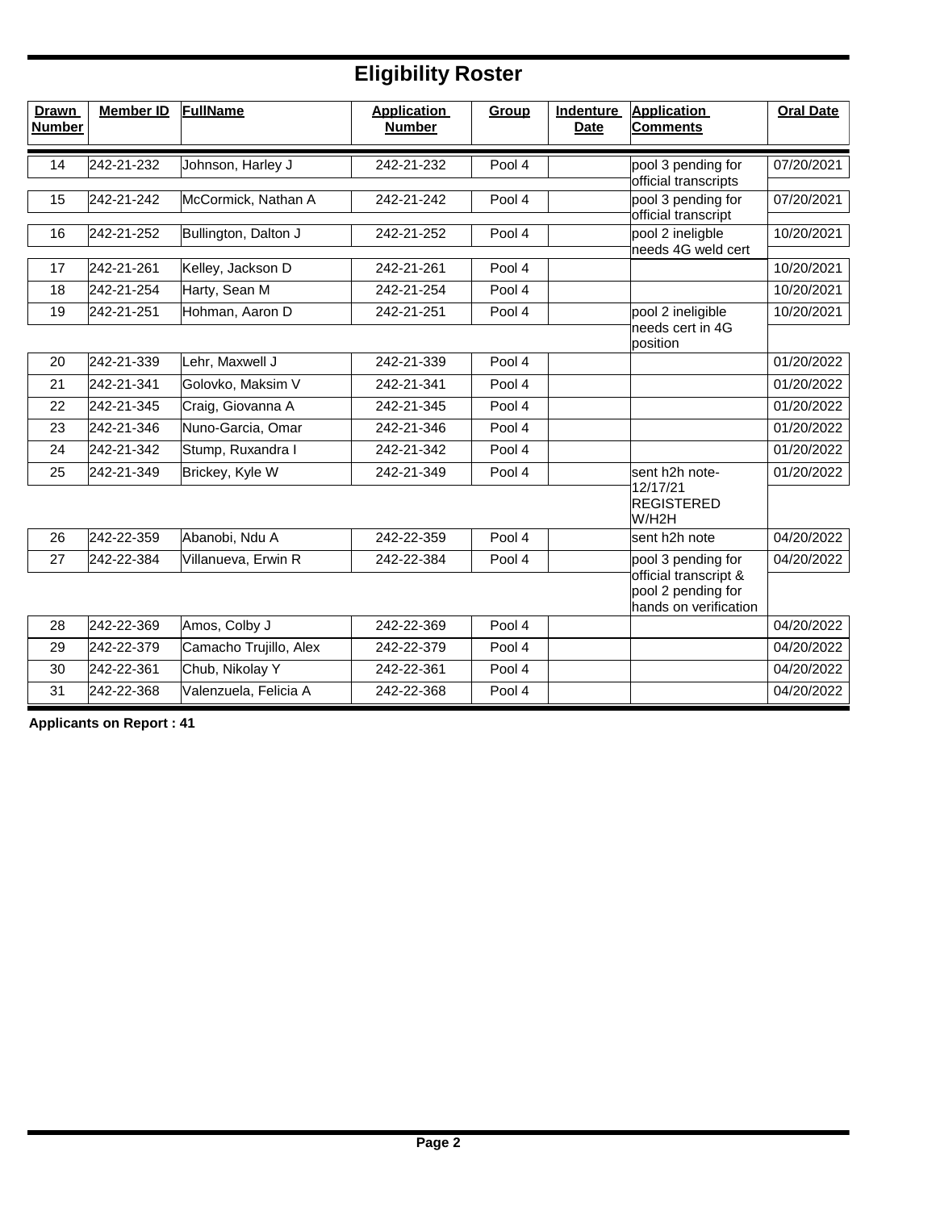# Eligibility Roster

| Drawn Number | Member ID | FullName | Application Number | Group | Indenture Date | Application Comments | Oral Date |
|---|---|---|---|---|---|---|---|
| 14 | 242-21-232 | Johnson, Harley J | 242-21-232 | Pool 4 | | pool 3 pending for official transcripts | 07/20/2021 |
| 15 | 242-21-242 | McCormick, Nathan A | 242-21-242 | Pool 4 | | pool 3 pending for official transcript | 07/20/2021 |
| 16 | 242-21-252 | Bullington, Dalton J | 242-21-252 | Pool 4 | | pool 2 ineligble needs 4G weld cert | 10/20/2021 |
| 17 | 242-21-261 | Kelley, Jackson D | 242-21-261 | Pool 4 | | | 10/20/2021 |
| 18 | 242-21-254 | Harty, Sean M | 242-21-254 | Pool 4 | | | 10/20/2021 |
| 19 | 242-21-251 | Hohman, Aaron D | 242-21-251 | Pool 4 | | pool 2 ineligible needs cert in 4G position | 10/20/2021 |
| 20 | 242-21-339 | Lehr, Maxwell J | 242-21-339 | Pool 4 | | | 01/20/2022 |
| 21 | 242-21-341 | Golovko, Maksim V | 242-21-341 | Pool 4 | | | 01/20/2022 |
| 22 | 242-21-345 | Craig, Giovanna A | 242-21-345 | Pool 4 | | | 01/20/2022 |
| 23 | 242-21-346 | Nuno-Garcia, Omar | 242-21-346 | Pool 4 | | | 01/20/2022 |
| 24 | 242-21-342 | Stump, Ruxandra I | 242-21-342 | Pool 4 | | | 01/20/2022 |
| 25 | 242-21-349 | Brickey, Kyle W | 242-21-349 | Pool 4 | | sent h2h note- 12/17/21 REGISTERED W/H2H | 01/20/2022 |
| 26 | 242-22-359 | Abanobi, Ndu A | 242-22-359 | Pool 4 | | sent h2h note | 04/20/2022 |
| 27 | 242-22-384 | Villanueva, Erwin R | 242-22-384 | Pool 4 | | pool 3 pending for official transcript & pool 2 pending for hands on verification | 04/20/2022 |
| 28 | 242-22-369 | Amos, Colby J | 242-22-369 | Pool 4 | | | 04/20/2022 |
| 29 | 242-22-379 | Camacho Trujillo, Alex | 242-22-379 | Pool 4 | | | 04/20/2022 |
| 30 | 242-22-361 | Chub, Nikolay Y | 242-22-361 | Pool 4 | | | 04/20/2022 |
| 31 | 242-22-368 | Valenzuela, Felicia A | 242-22-368 | Pool 4 | | | 04/20/2022 |

**Applicants on Report : 41**